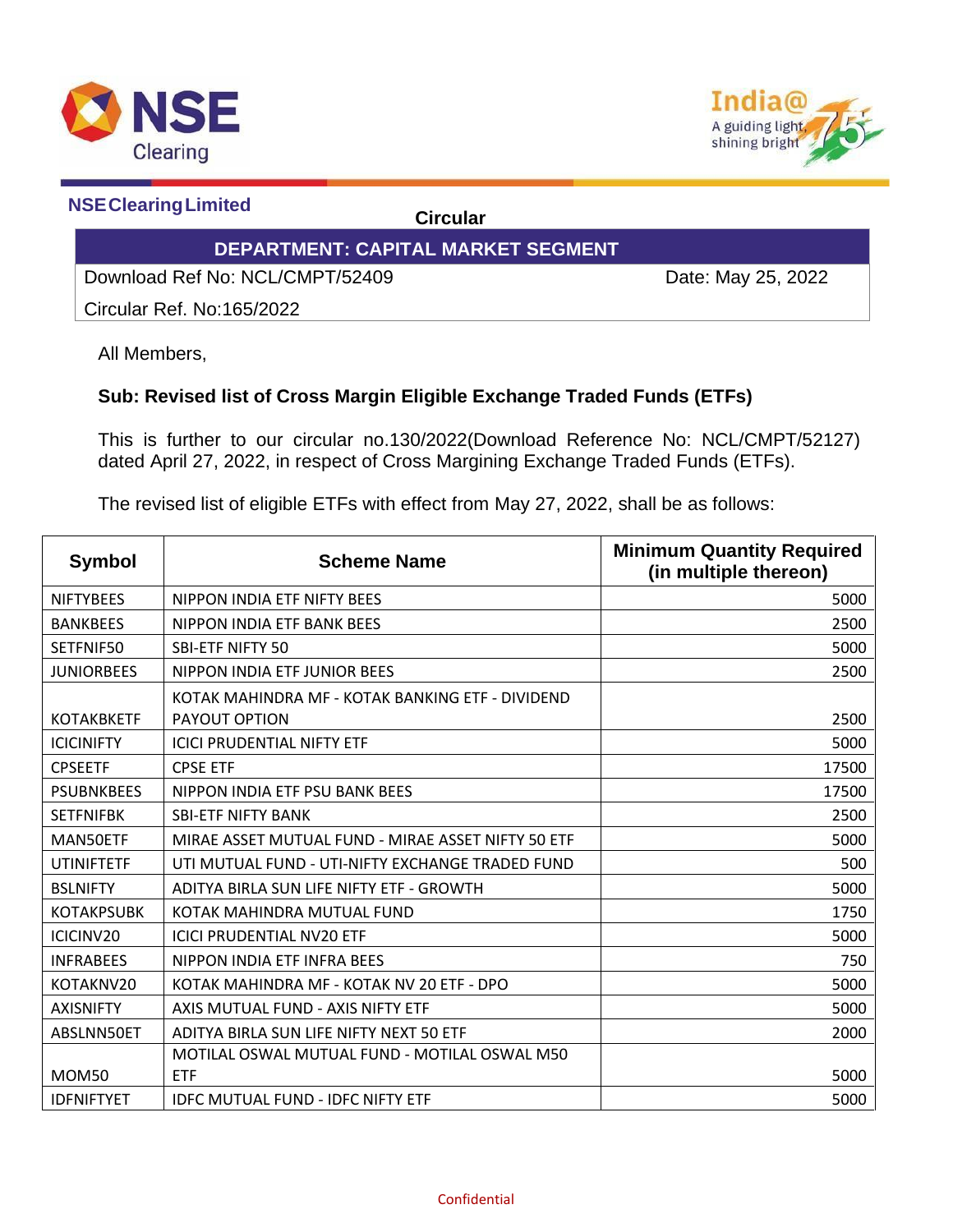**NSE Clearing Limited**

**Circular**

| **DEPARTMENT: CAPITAL MARKET SEGMENT** | |
|---|---|
| Download Ref No: NCL/CMPT/52409 | Date: May 25, 2022 |
| Circular Ref. No:165/2022 | |

All Members,

**Sub: Revised list of Cross Margin Eligible Exchange Traded Funds (ETFs)**

This is further to our circular no.130/2022(Download Reference No: NCL/CMPT/52127) dated April 27, 2022, in respect of Cross Margining Exchange Traded Funds (ETFs).

The revised list of eligible ETFs with effect from May 27, 2022, shall be as follows:

| Symbol | Scheme Name | Minimum Quantity Required (in multiple thereon) |
|---|---|---|
| NIFTYBEES | NIPPON INDIA ETF NIFTY BEES | 5000 |
| BANKBEES | NIPPON INDIA ETF BANK BEES | 2500 |
| SETFNIF50 | SBI-ETF NIFTY 50 | 5000 |
| JUNIORBEES | NIPPON INDIA ETF JUNIOR BEES | 2500 |
| KOTAKBKETF | KOTAK MAHINDRA MF - KOTAK BANKING ETF - DIVIDEND PAYOUT OPTION | 2500 |
| ICICINIFTY | ICICI PRUDENTIAL NIFTY ETF | 5000 |
| CPSEETF | CPSE ETF | 17500 |
| PSUBNKBEES | NIPPON INDIA ETF PSU BANK BEES | 17500 |
| SETFNIFBK | SBI-ETF NIFTY BANK | 2500 |
| MAN50ETF | MIRAE ASSET MUTUAL FUND - MIRAE ASSET NIFTY 50 ETF | 5000 |
| UTINIFTETF | UTI MUTUAL FUND - UTI-NIFTY EXCHANGE TRADED FUND | 500 |
| BSLNIFTY | ADITYA BIRLA SUN LIFE NIFTY ETF - GROWTH | 5000 |
| KOTAKPSUBK | KOTAK MAHINDRA MUTUAL FUND | 1750 |
| ICICINV20 | ICICI PRUDENTIAL NV20 ETF | 5000 |
| INFRABEES | NIPPON INDIA ETF INFRA BEES | 750 |
| KOTAKNV20 | KOTAK MAHINDRA MF - KOTAK NV 20 ETF - DPO | 5000 |
| AXISNIFTY | AXIS MUTUAL FUND - AXIS NIFTY ETF | 5000 |
| ABSLNN50ET | ADITYA BIRLA SUN LIFE NIFTY NEXT 50 ETF | 2000 |
| MOM50 | MOTILAL OSWAL MUTUAL FUND - MOTILAL OSWAL M50 ETF | 5000 |
| IDFNIFTYET | IDFC MUTUAL FUND - IDFC NIFTY ETF | 5000 |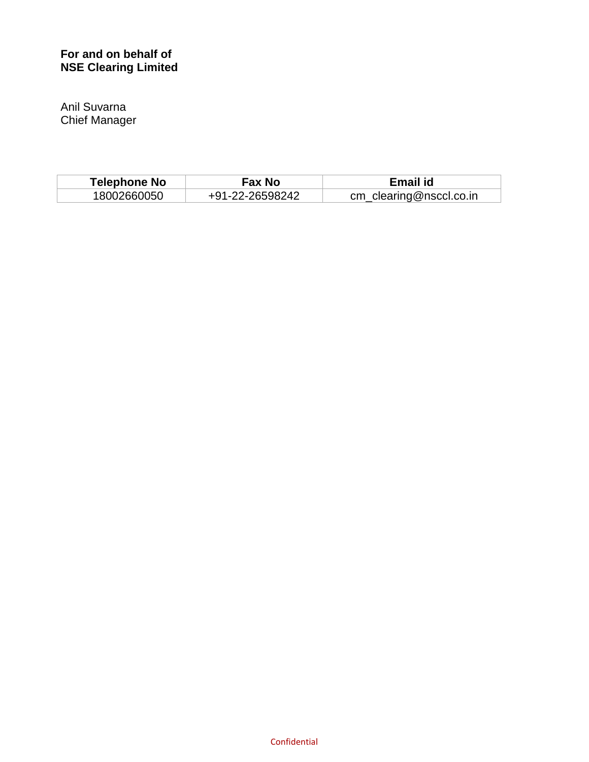**For and on behalf of**
**NSE Clearing Limited**

Anil Suvarna
Chief Manager

| Telephone No | Fax No | Email id |
| --- | --- | --- |
| 18002660050 | +91-22-26598242 | cm_clearing@nsccl.co.in |

Confidential